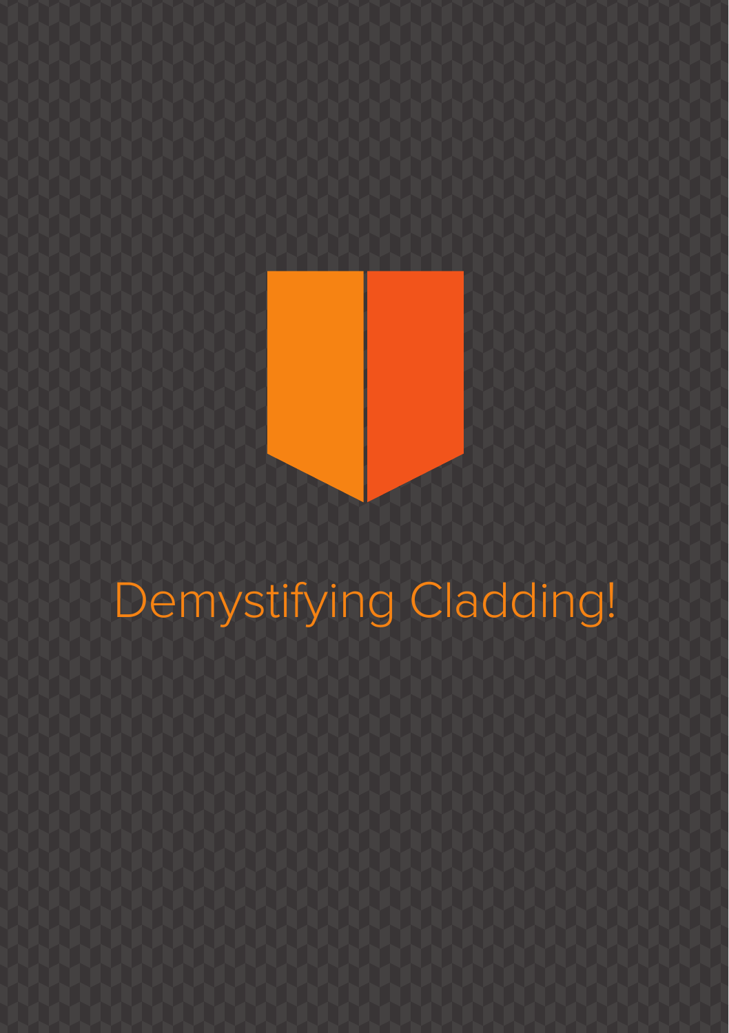# Demystifying Cladding!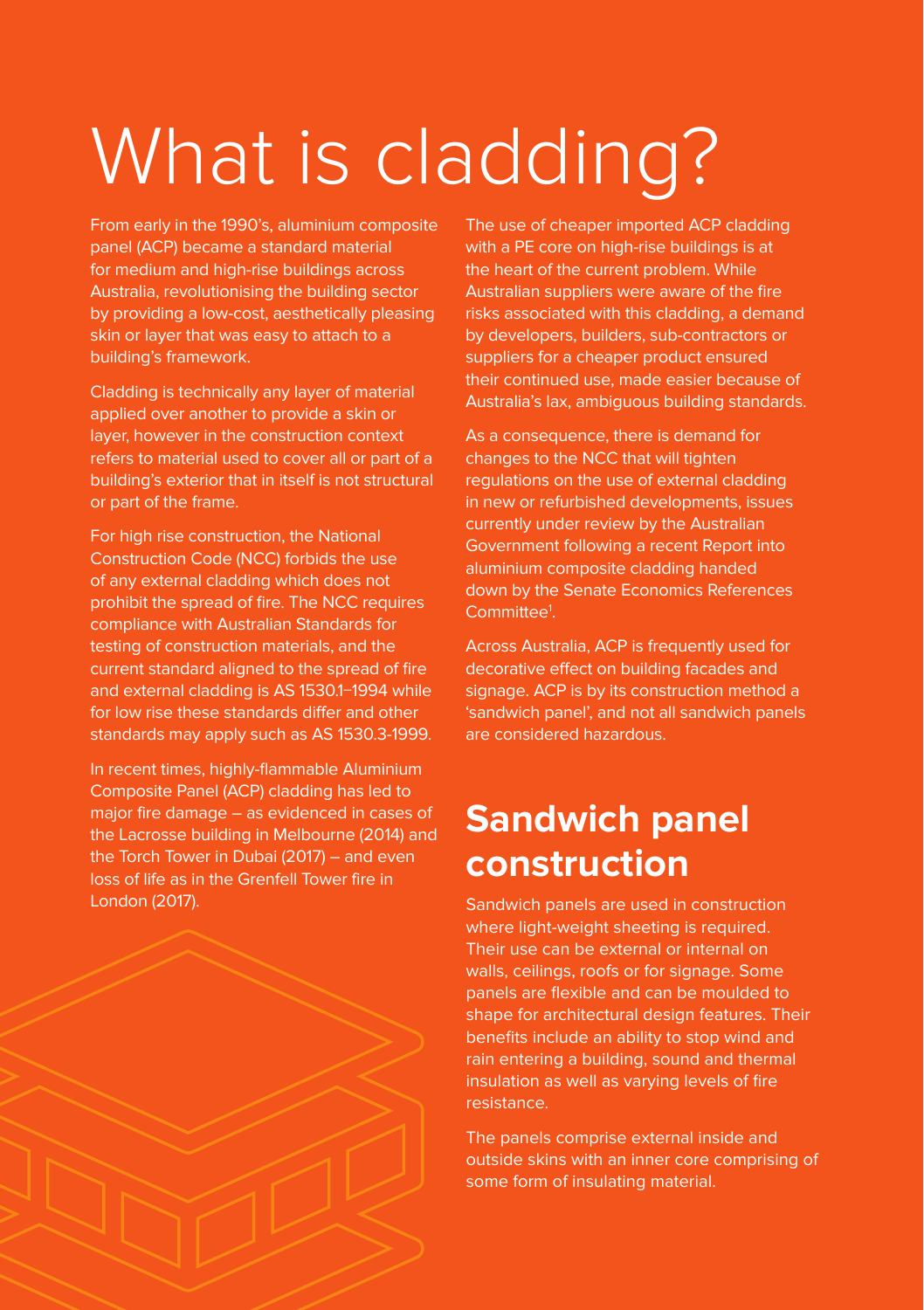# What is cladding?

From early in the 1990's, aluminium composite panel (ACP) became a standard material for medium and high-rise buildings across Australia, revolutionising the building sector by providing a low-cost, aesthetically pleasing skin or layer that was easy to attach to a building's framework.

Cladding is technically any layer of material applied over another to provide a skin or layer, however in the construction context refers to material used to cover all or part of a building's exterior that in itself is not structural or part of the frame.

For high rise construction, the National Construction Code (NCC) forbids the use of any external cladding which does not prohibit the spread of fire. The NCC requires compliance with Australian Standards for testing of construction materials, and the current standard aligned to the spread of fire and external cladding is AS 1530.1–1994 while for low rise these standards differ and other standards may apply such as AS 1530.3-1999.

In recent times, highly-flammable Aluminium Composite Panel (ACP) cladding has led to major fire damage – as evidenced in cases of the Lacrosse building in Melbourne (2014) and the Torch Tower in Dubai (2017) – and even loss of life as in the Grenfell Tower fire in London (2017).

The use of cheaper imported ACP cladding with a PE core on high-rise buildings is at the heart of the current problem. While Australian suppliers were aware of the fire risks associated with this cladding, a demand by developers, builders, sub-contractors or suppliers for a cheaper product ensured their continued use, made easier because of Australia's lax, ambiguous building standards.

As a consequence, there is demand for changes to the NCC that will tighten regulations on the use of external cladding in new or refurbished developments, issues currently under review by the Australian Government following a recent Report into aluminium composite cladding handed down by the Senate Economics References Committee[1].

Across Australia, ACP is frequently used for decorative effect on building facades and signage. ACP is by its construction method a 'sandwich panel', and not all sandwich panels are considered hazardous.

## Sandwich panel construction

Sandwich panels are used in construction where light-weight sheeting is required. Their use can be external or internal on walls, ceilings, roofs or for signage. Some panels are flexible and can be moulded to shape for architectural design features. Their benefits include an ability to stop wind and rain entering a building, sound and thermal insulation as well as varying levels of fire resistance.

The panels comprise external inside and outside skins with an inner core comprising of some form of insulating material.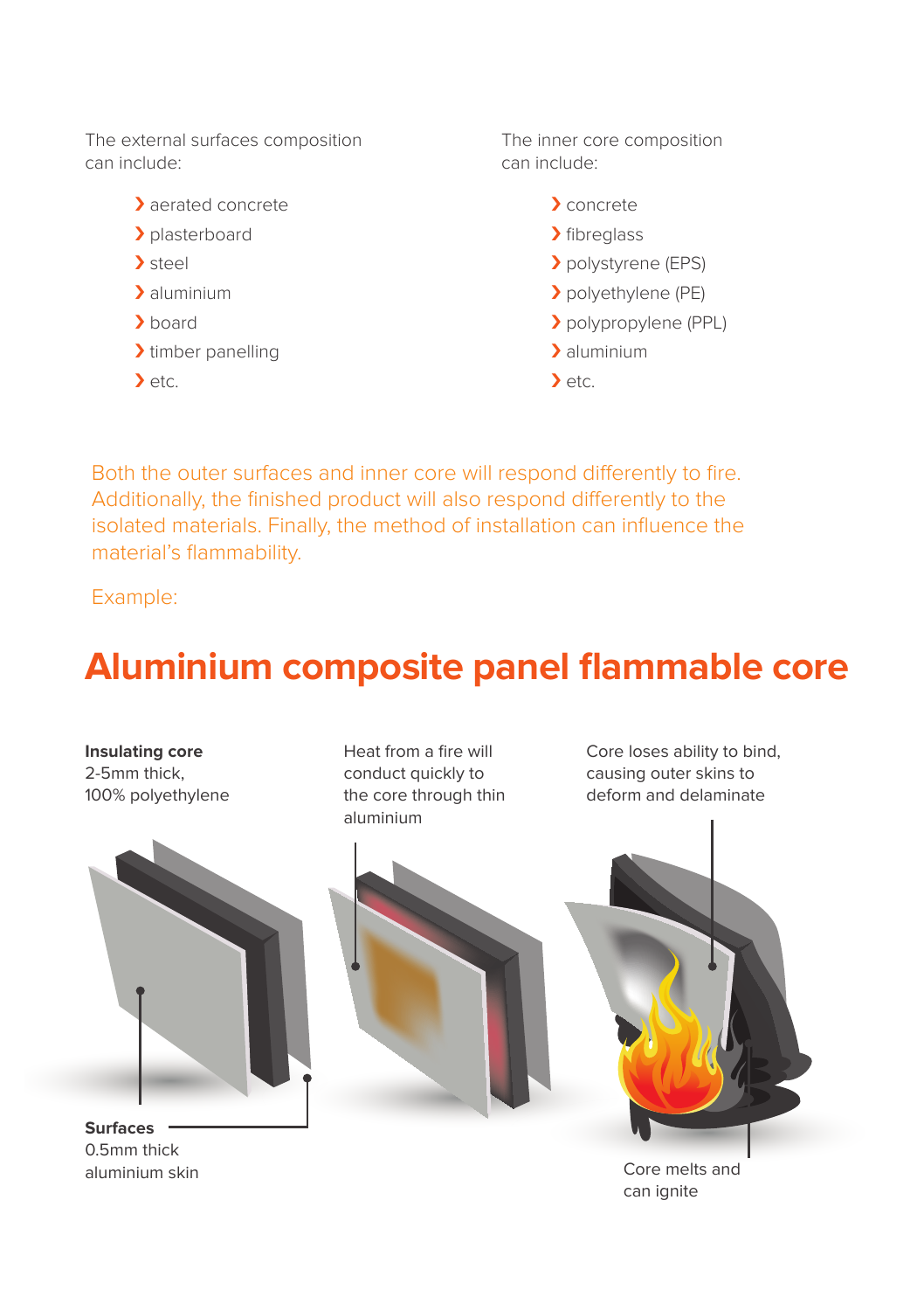The external surfaces composition can include:

- aerated concrete
- plasterboard
- steel
- aluminium
- board
- timber panelling
- etc.

The inner core composition can include:

- concrete
- fibreglass
- polystyrene (EPS)
- polyethylene (PE)
- polypropylene (PPL)
- aluminium
- etc.

Both the outer surfaces and inner core will respond differently to fire. Additionally, the finished product will also respond differently to the isolated materials. Finally, the method of installation can influence the material's flammability.

Example:

# Aluminium composite panel flammable core

**Insulating core**
2-5mm thick,
100% polyethylene

Heat from a fire will conduct quickly to the core through thin aluminium

Core loses ability to bind, causing outer skins to deform and delaminate

**Surfaces**
0.5mm thick
aluminium skin

Core melts and can ignite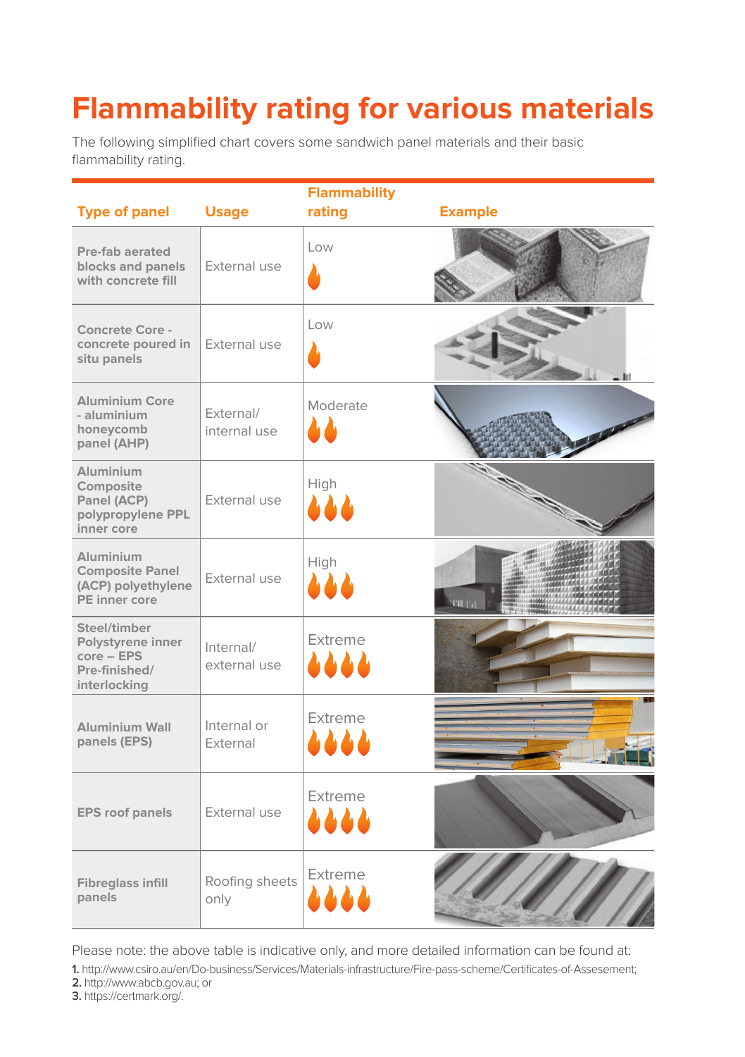# Flammability rating for various materials

The following simplified chart covers some sandwich panel materials and their basic flammability rating.

| Type of panel | Usage | Flammability rating | Example |
|---|---|---|---|
| **Pre-fab aerated blocks and panels with concrete fill** | External use | Low | |
| **Concrete Core - concrete poured in situ panels** | External use | Low | |
| **Aluminium Core - aluminium honeycomb panel (AHP)** | External/ internal use | Moderate | |
| **Aluminium Composite Panel (ACP) polypropylene PPL inner core** | External use | High | |
| **Aluminium Composite Panel (ACP) polyethylene PE inner core** | External use | High | |
| **Steel/timber Polystyrene inner core – EPS Pre-finished/ interlocking** | Internal/ external use | Extreme | |
| **Aluminium Wall panels (EPS)** | Internal or External | Extreme | |
| **EPS roof panels** | External use | Extreme | |
| **Fibreglass infill panels** | Roofing sheets only | Extreme | |

Please note: the above table is indicative only, and more detailed information can be found at:

1. http://www.csiro.au/en/Do-business/Services/Materials-infrastructure/Fire-pass-scheme/Certificates-of-Assesement;
2. http://www.abcb.gov.au; or
3. https://certmark.org/.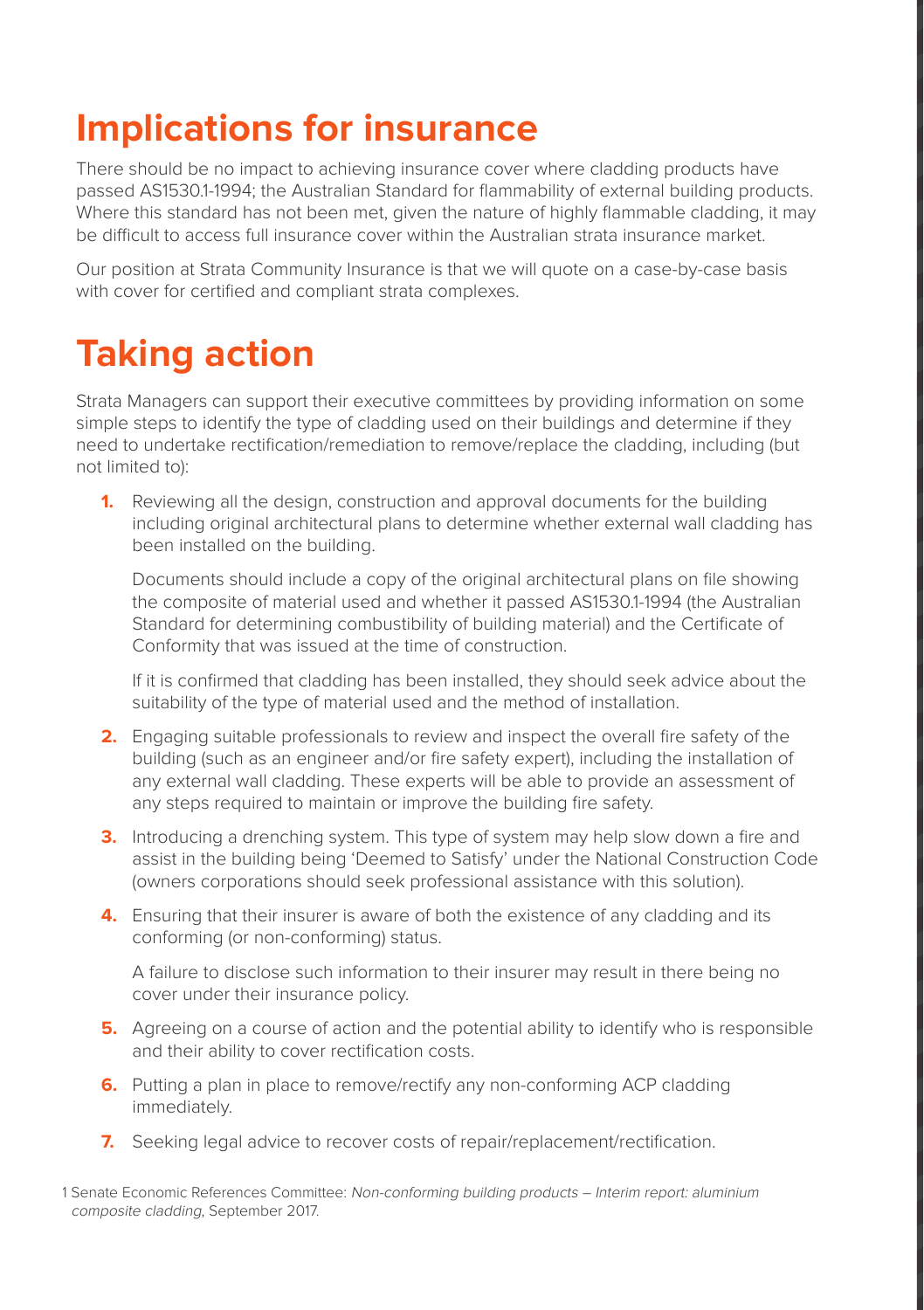## Implications for insurance

There should be no impact to achieving insurance cover where cladding products have passed AS1530.1-1994; the Australian Standard for flammability of external building products. Where this standard has not been met, given the nature of highly flammable cladding, it may be difficult to access full insurance cover within the Australian strata insurance market.

Our position at Strata Community Insurance is that we will quote on a case-by-case basis with cover for certified and compliant strata complexes.

## Taking action

Strata Managers can support their executive committees by providing information on some simple steps to identify the type of cladding used on their buildings and determine if they need to undertake rectification/remediation to remove/replace the cladding, including (but not limited to):

1. Reviewing all the design, construction and approval documents for the building including original architectural plans to determine whether external wall cladding has been installed on the building.

   Documents should include a copy of the original architectural plans on file showing the composite of material used and whether it passed AS1530.1-1994 (the Australian Standard for determining combustibility of building material) and the Certificate of Conformity that was issued at the time of construction.

   If it is confirmed that cladding has been installed, they should seek advice about the suitability of the type of material used and the method of installation.

2. Engaging suitable professionals to review and inspect the overall fire safety of the building (such as an engineer and/or fire safety expert), including the installation of any external wall cladding. These experts will be able to provide an assessment of any steps required to maintain or improve the building fire safety.

3. Introducing a drenching system. This type of system may help slow down a fire and assist in the building being 'Deemed to Satisfy' under the National Construction Code (owners corporations should seek professional assistance with this solution).

4. Ensuring that their insurer is aware of both the existence of any cladding and its conforming (or non-conforming) status.

   A failure to disclose such information to their insurer may result in there being no cover under their insurance policy.

5. Agreeing on a course of action and the potential ability to identify who is responsible and their ability to cover rectification costs.

6. Putting a plan in place to remove/rectify any non-conforming ACP cladding immediately.

7. Seeking legal advice to recover costs of repair/replacement/rectification.

1 Senate Economic References Committee: *Non-conforming building products – Interim report: aluminium composite cladding*, September 2017.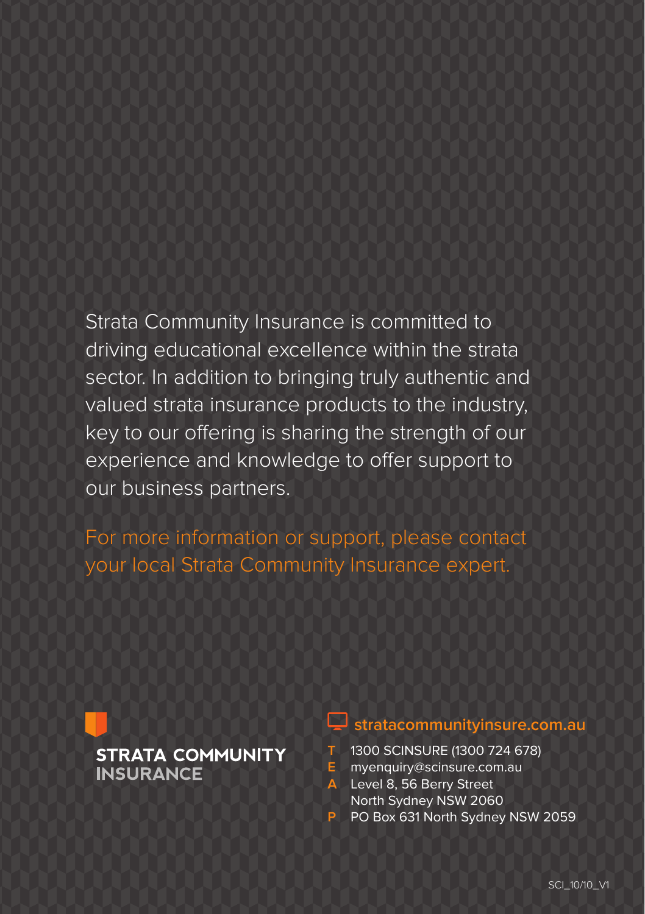Strata Community Insurance is committed to driving educational excellence within the strata sector. In addition to bringing truly authentic and valued strata insurance products to the industry, key to our offering is sharing the strength of our experience and knowledge to offer support to our business partners.

For more information or support, please contact your local Strata Community Insurance expert.

**STRATA COMMUNITY INSURANCE**

**stratacommunityinsure.com.au**

**T** 1300 SCINSURE (1300 724 678)
**E** myenquiry@scinsure.com.au
**A** Level 8, 56 Berry Street
North Sydney NSW 2060
**P** PO Box 631 North Sydney NSW 2059

SCI_10/10_V1